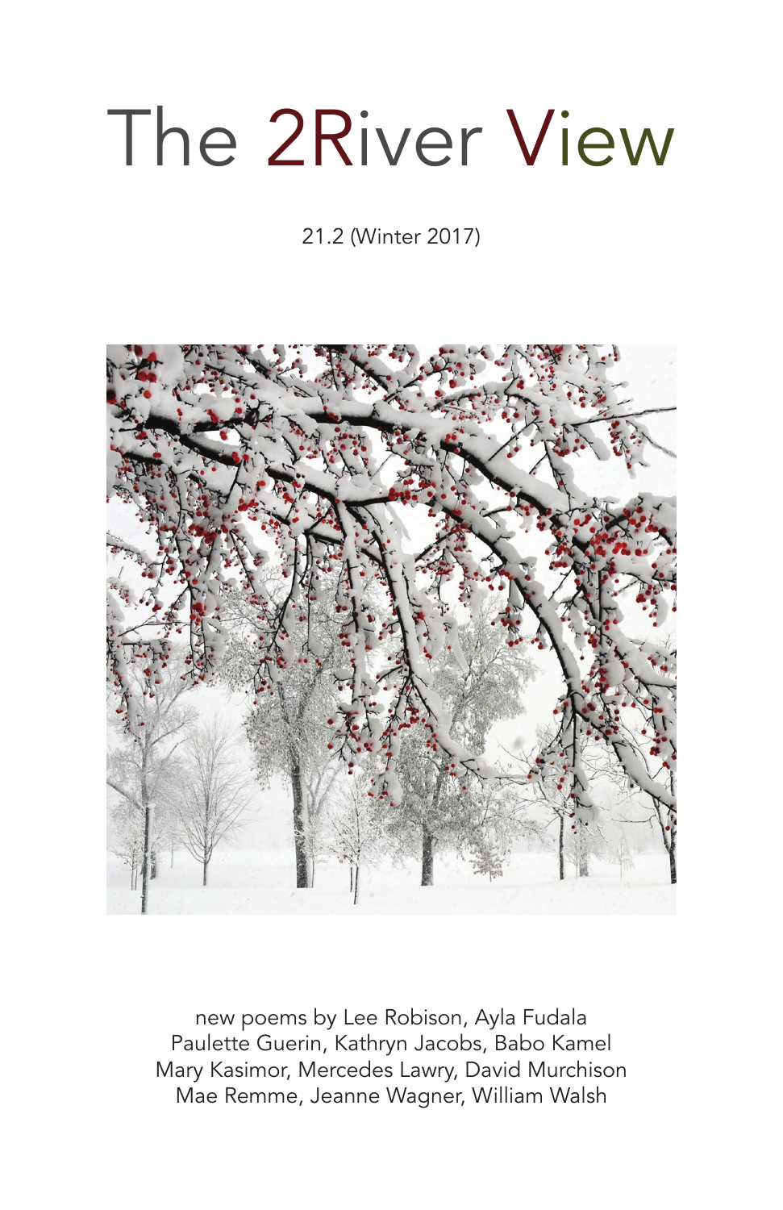# The 2River View

21.2 (Winter 2017)

new poems by Lee Robison, Ayla Fudala
Paulette Guerin, Kathryn Jacobs, Babo Kamel
Mary Kasimor, Mercedes Lawry, David Murchison
Mae Remme, Jeanne Wagner, William Walsh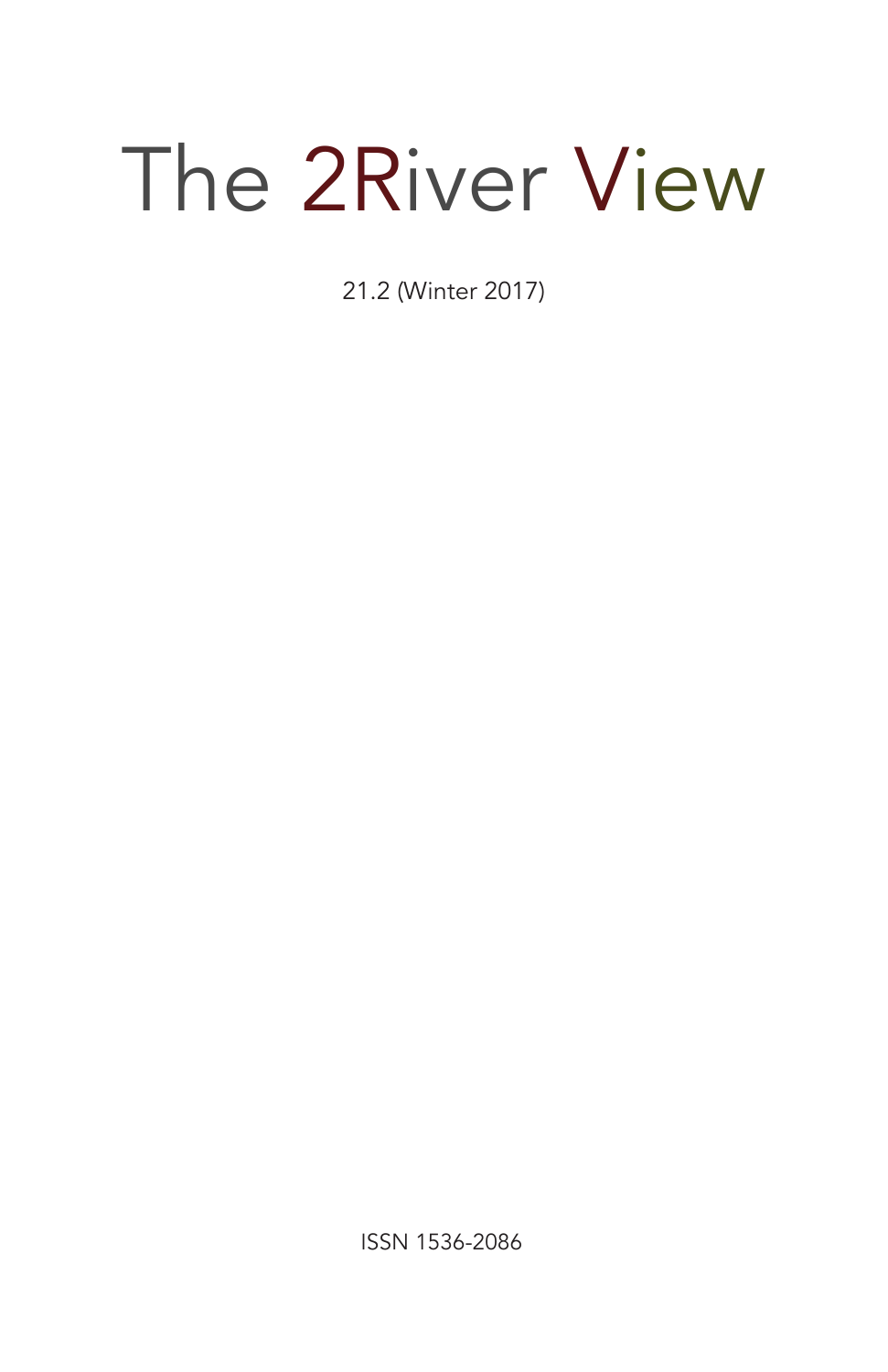# The 2River View

21.2 (Winter 2017)

ISSN 1536-2086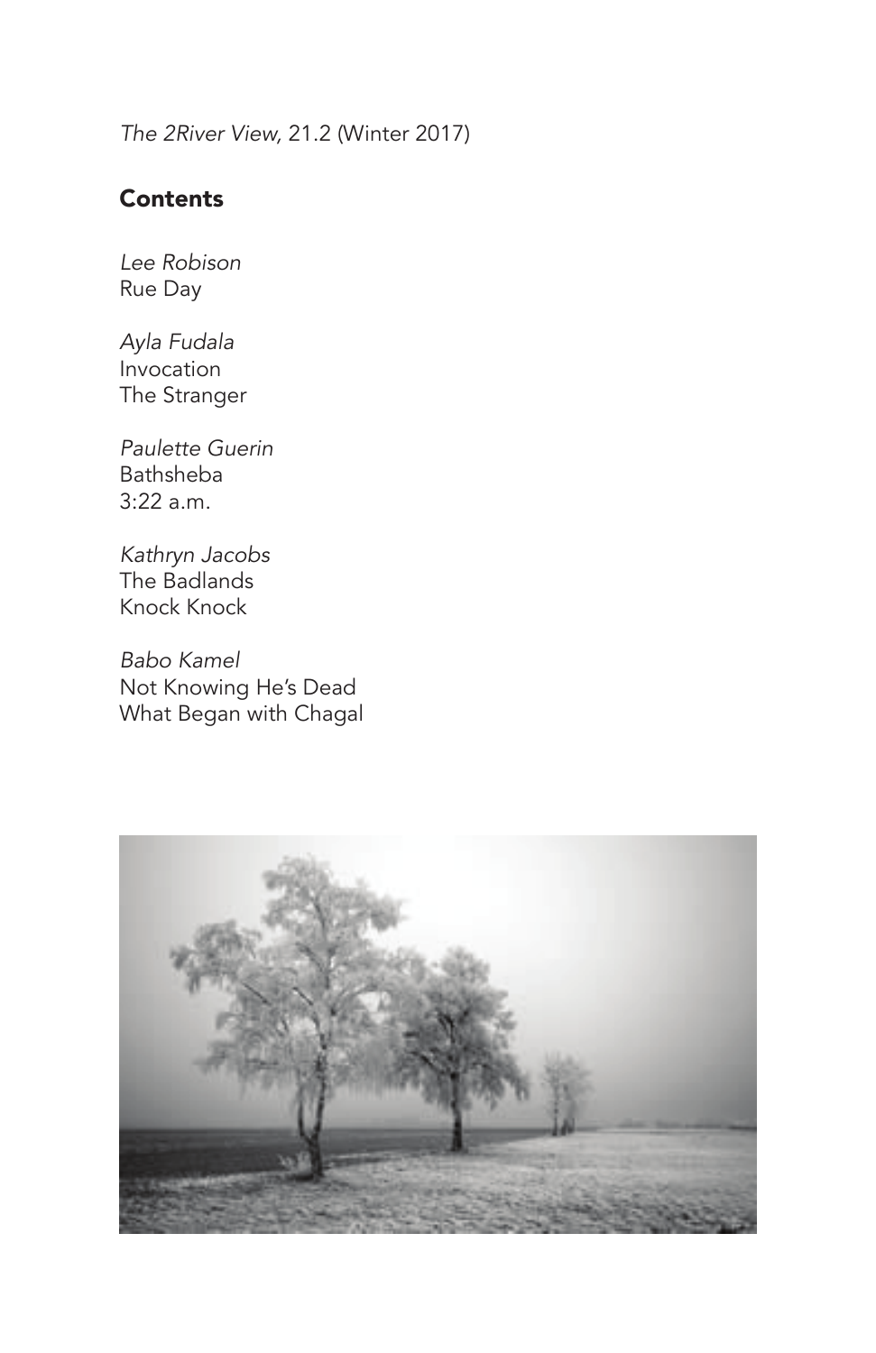*The 2River View*, 21.2 (Winter 2017)

## Contents

*Lee Robison*
Rue Day

*Ayla Fudala*
Invocation
The Stranger

*Paulette Guerin*
Bathsheba
3:22 a.m.

*Kathryn Jacobs*
The Badlands
Knock Knock

*Babo Kamel*
Not Knowing He's Dead
What Began with Chagal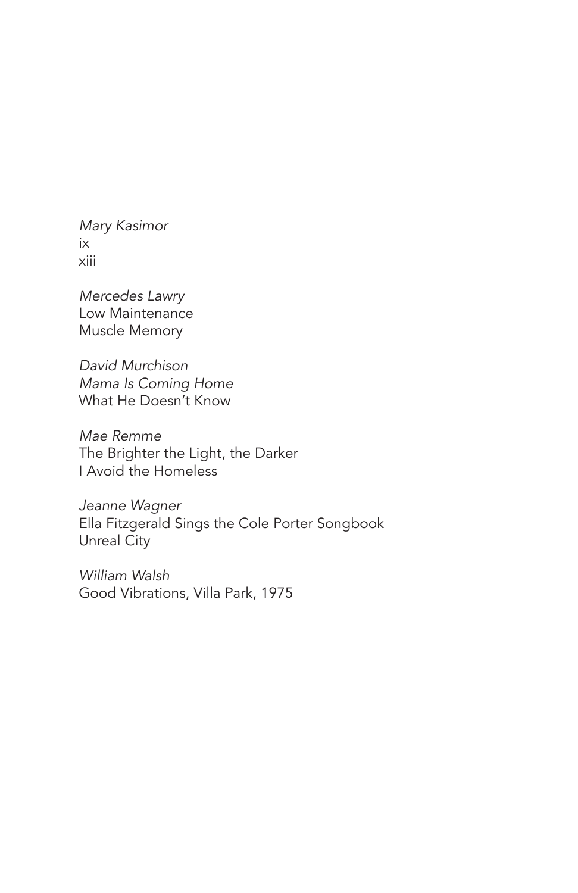*Mary Kasimor*
ix
xiii

*Mercedes Lawry*
Low Maintenance
Muscle Memory

*David Murchison*
*Mama Is Coming Home*
What He Doesn't Know

*Mae Remme*
The Brighter the Light, the Darker
I Avoid the Homeless

*Jeanne Wagner*
Ella Fitzgerald Sings the Cole Porter Songbook
Unreal City

*William Walsh*
Good Vibrations, Villa Park, 1975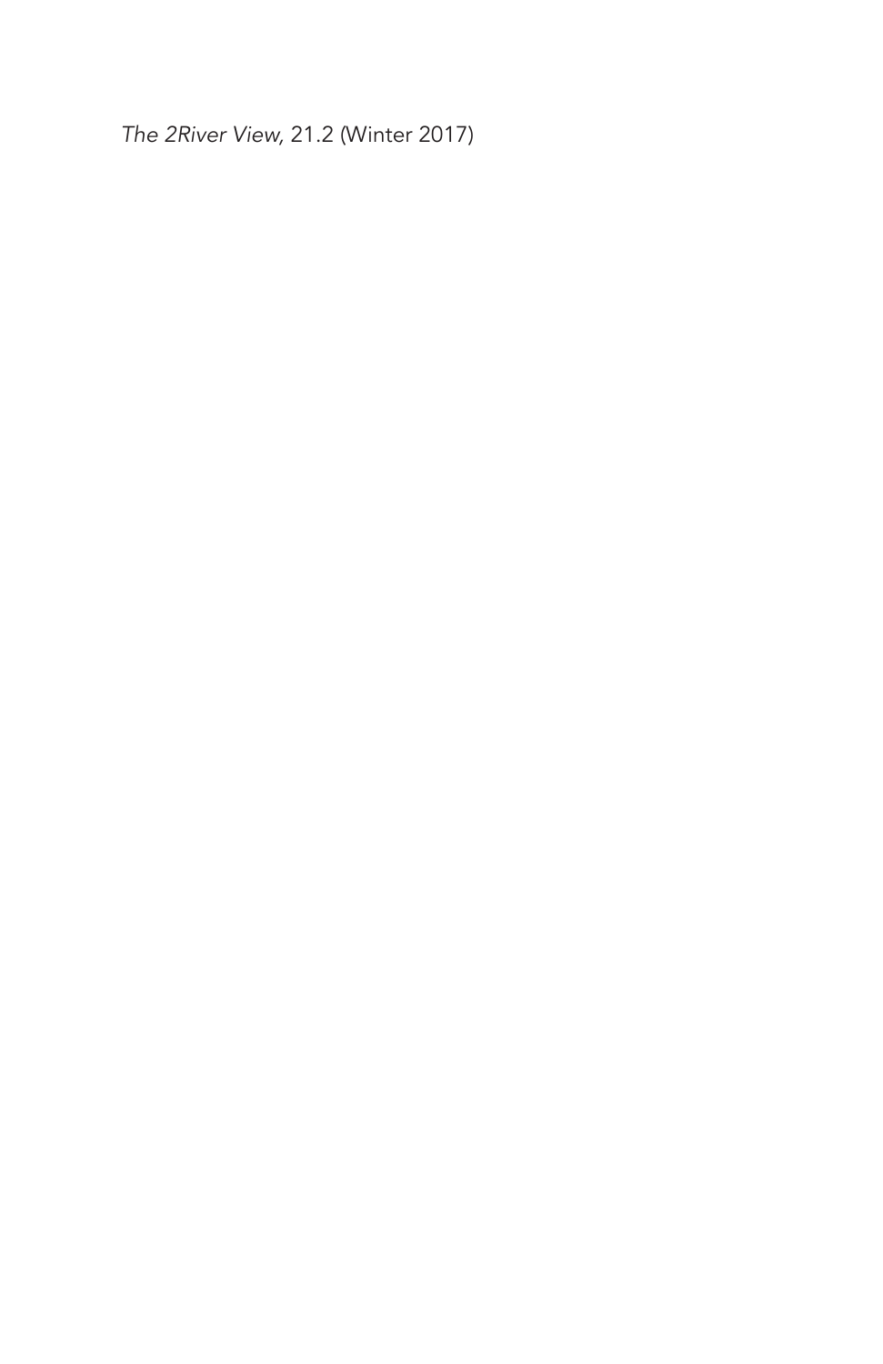*The 2River View*, 21.2 (Winter 2017)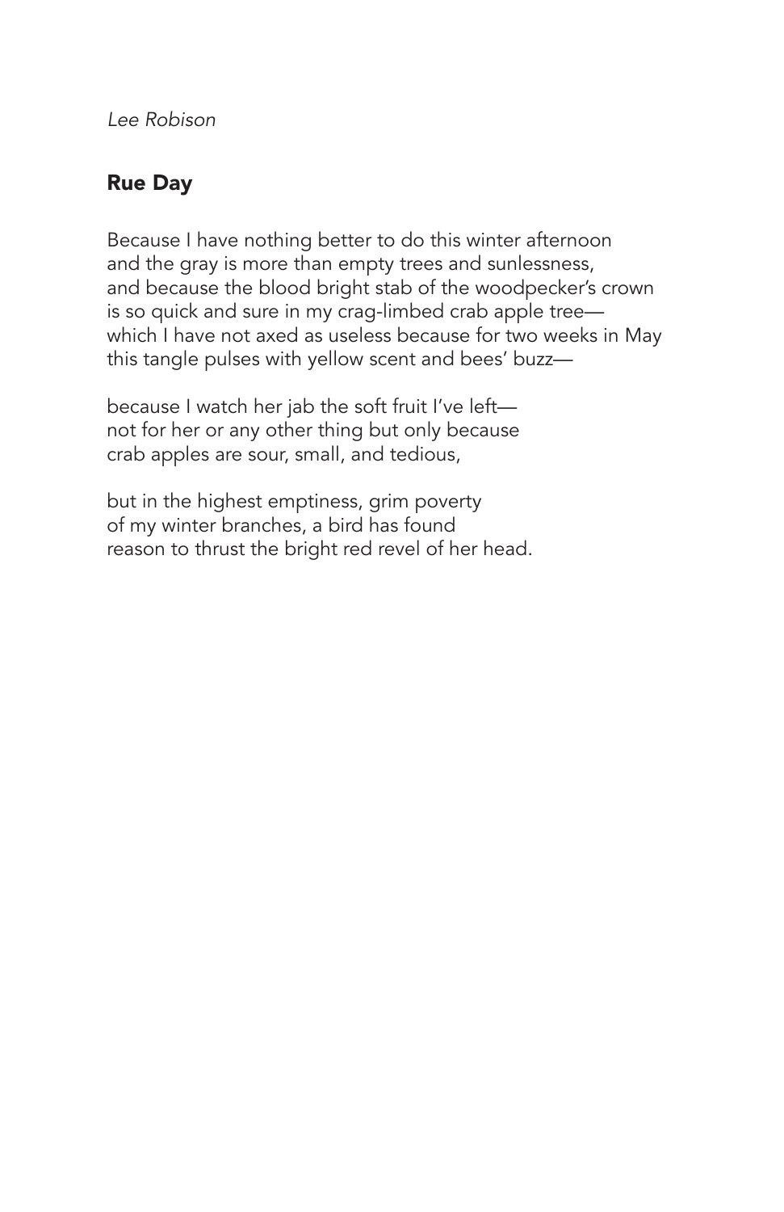*Lee Robison*

## Rue Day

Because I have nothing better to do this winter afternoon  
and the gray is more than empty trees and sunlessness,  
and because the blood bright stab of the woodpecker's crown  
is so quick and sure in my crag-limbed crab apple tree—  
which I have not axed as useless because for two weeks in May  
this tangle pulses with yellow scent and bees' buzz—

because I watch her jab the soft fruit I've left—  
not for her or any other thing but only because  
crab apples are sour, small, and tedious,

but in the highest emptiness, grim poverty  
of my winter branches, a bird has found  
reason to thrust the bright red revel of her head.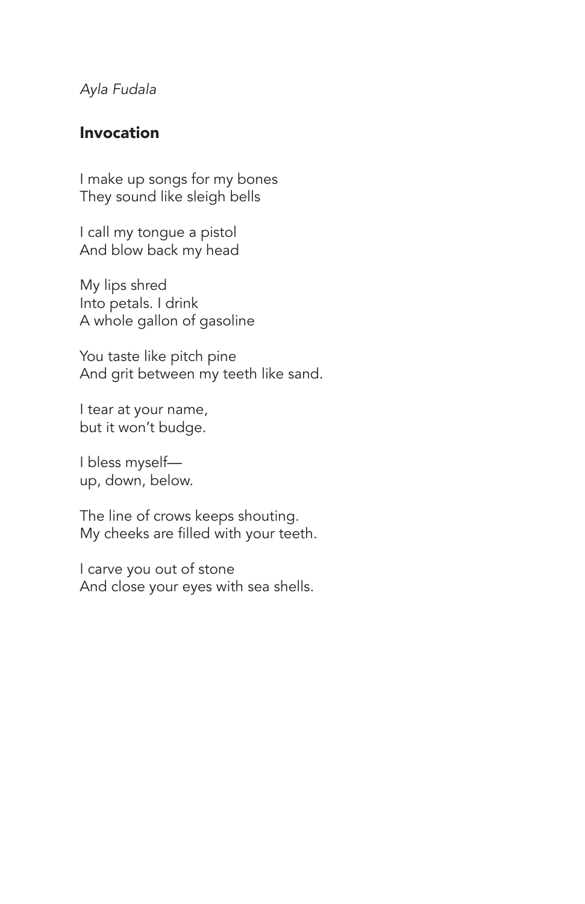*Ayla Fudala*

## Invocation

I make up songs for my bones  
They sound like sleigh bells

I call my tongue a pistol  
And blow back my head

My lips shred  
Into petals. I drink  
A whole gallon of gasoline

You taste like pitch pine  
And grit between my teeth like sand.

I tear at your name,  
but it won't budge.

I bless myself—  
up, down, below.

The line of crows keeps shouting.  
My cheeks are filled with your teeth.

I carve you out of stone  
And close your eyes with sea shells.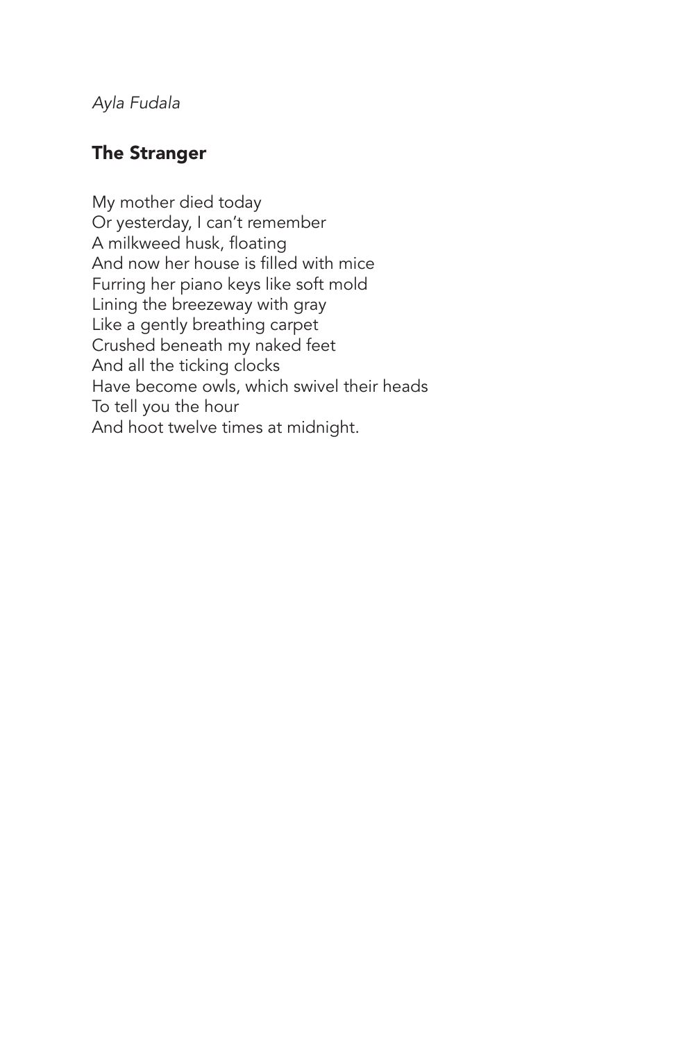*Ayla Fudala*

## The Stranger

My mother died today  
Or yesterday, I can't remember  
A milkweed husk, floating  
And now her house is filled with mice  
Furring her piano keys like soft mold  
Lining the breezeway with gray  
Like a gently breathing carpet  
Crushed beneath my naked feet  
And all the ticking clocks  
Have become owls, which swivel their heads  
To tell you the hour  
And hoot twelve times at midnight.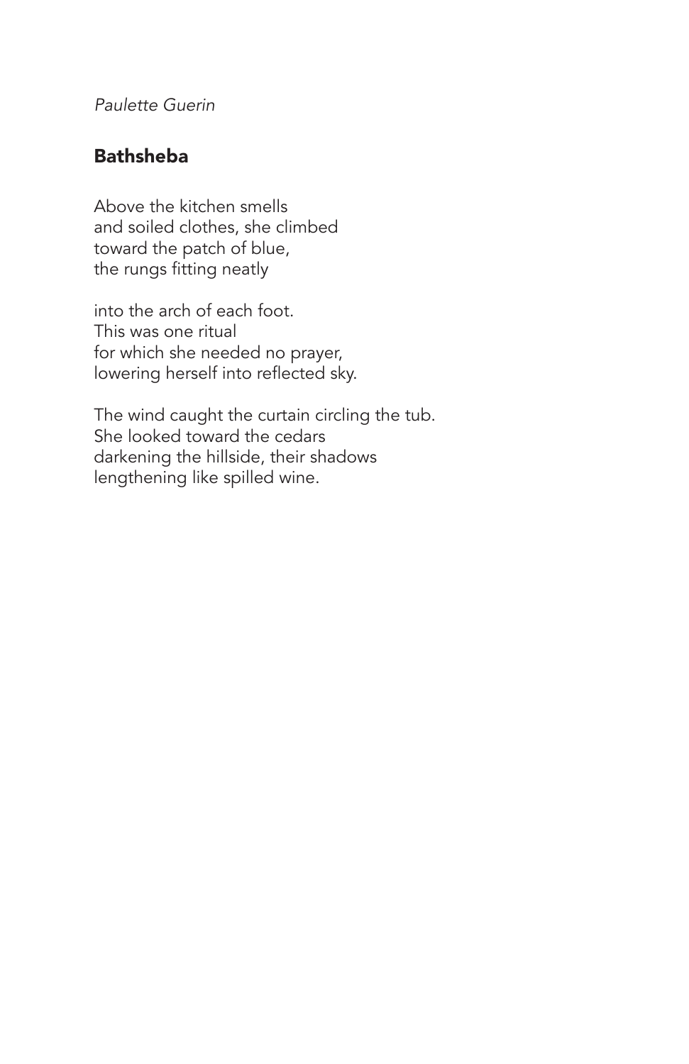*Paulette Guerin*

## Bathsheba

Above the kitchen smells  
and soiled clothes, she climbed  
toward the patch of blue,  
the rungs fitting neatly

into the arch of each foot.  
This was one ritual  
for which she needed no prayer,  
lowering herself into reflected sky.

The wind caught the curtain circling the tub.  
She looked toward the cedars  
darkening the hillside, their shadows  
lengthening like spilled wine.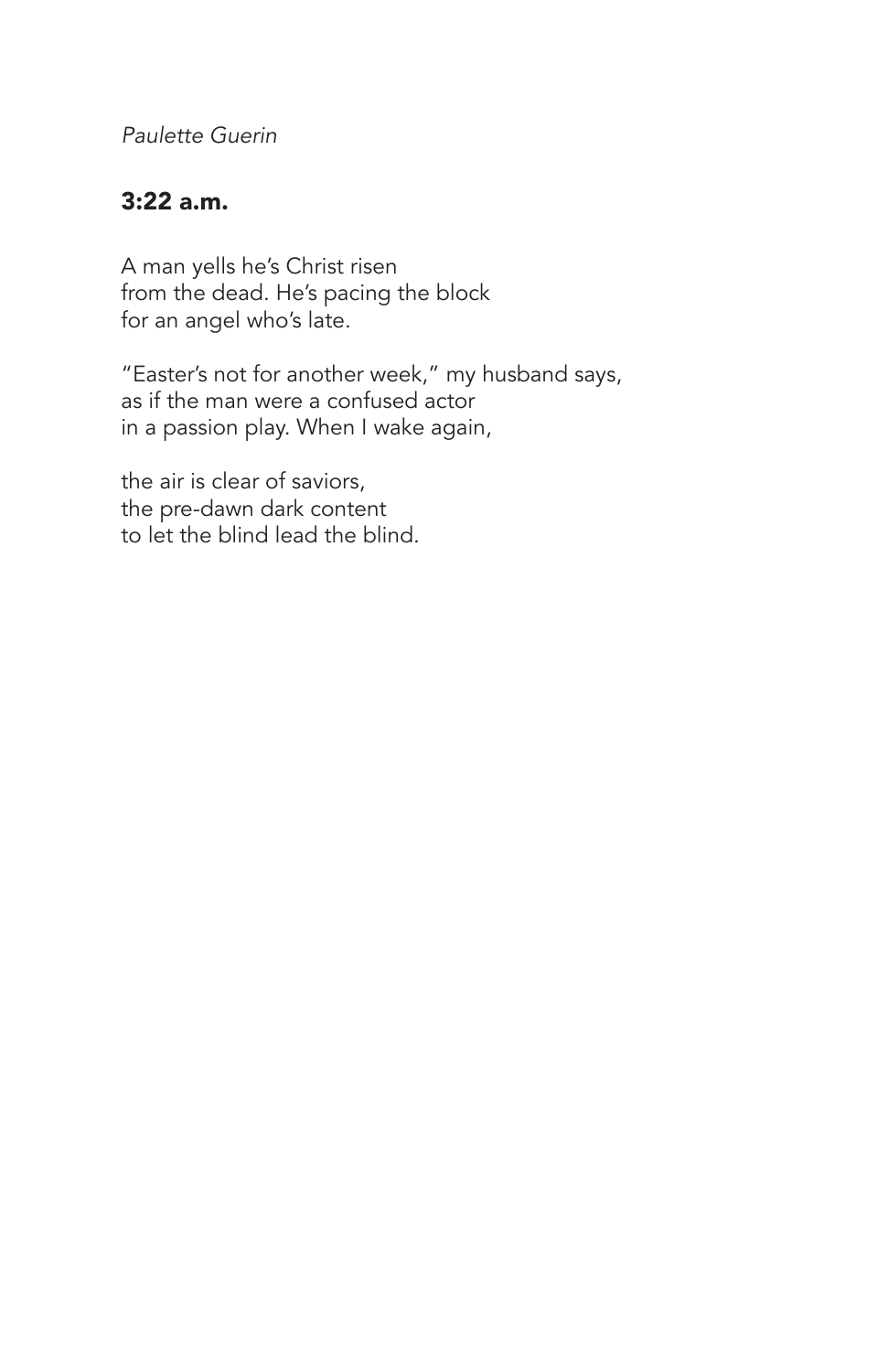*Paulette Guerin*

## 3:22 a.m.

A man yells he's Christ risen  
from the dead. He's pacing the block  
for an angel who's late.

"Easter's not for another week," my husband says,  
as if the man were a confused actor  
in a passion play. When I wake again,

the air is clear of saviors,  
the pre-dawn dark content  
to let the blind lead the blind.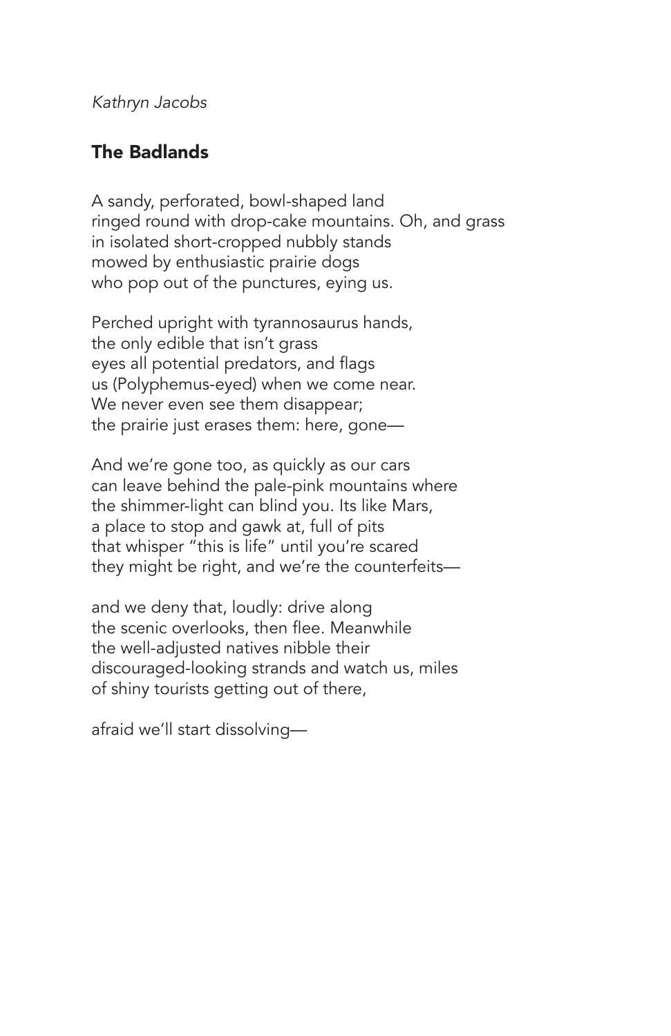*Kathryn Jacobs*

## The Badlands

A sandy, perforated, bowl-shaped land  
ringed round with drop-cake mountains. Oh, and grass  
in isolated short-cropped nubbly stands  
mowed by enthusiastic prairie dogs  
who pop out of the punctures, eying us.

Perched upright with tyrannosaurus hands,  
the only edible that isn't grass  
eyes all potential predators, and flags  
us (Polyphemus-eyed) when we come near.  
We never even see them disappear;  
the prairie just erases them: here, gone—

And we're gone too, as quickly as our cars  
can leave behind the pale-pink mountains where  
the shimmer-light can blind you. Its like Mars,  
a place to stop and gawk at, full of pits  
that whisper "this is life" until you're scared  
they might be right, and we're the counterfeits—

and we deny that, loudly: drive along  
the scenic overlooks, then flee. Meanwhile  
the well-adjusted natives nibble their  
discouraged-looking strands and watch us, miles  
of shiny tourists getting out of there,

afraid we'll start dissolving—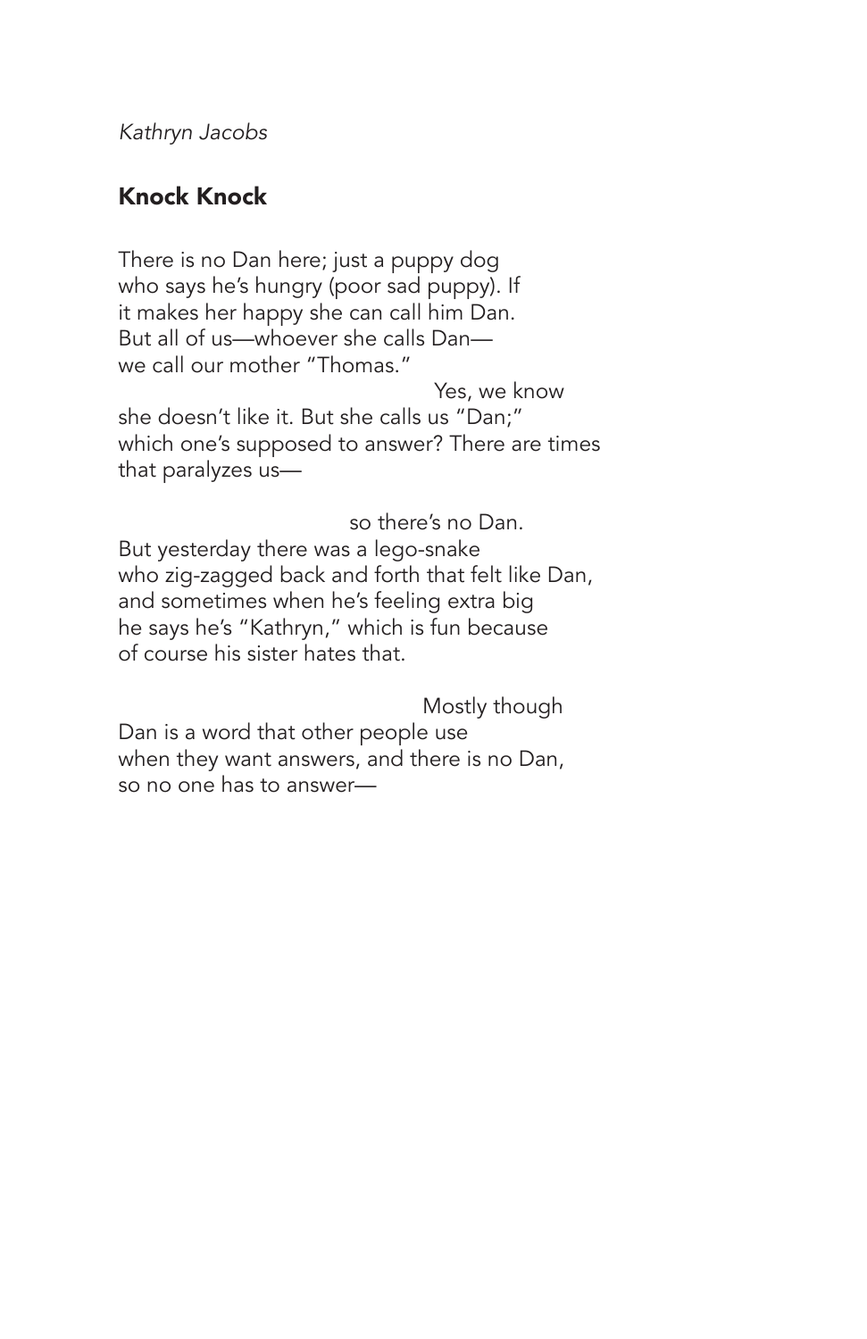*Kathryn Jacobs*

## **Knock Knock**

There is no Dan here; just a puppy dog  
who says he's hungry (poor sad puppy). If  
it makes her happy she can call him Dan.  
But all of us—whoever she calls Dan—  
we call our mother "Thomas."  
                                                    Yes, we know  
she doesn't like it. But she calls us "Dan;"  
which one's supposed to answer? There are times  
that paralyzes us—

                                        so there's no Dan.  
But yesterday there was a lego-snake  
who zig-zagged back and forth that felt like Dan,  
and sometimes when he's feeling extra big  
he says he's "Kathryn," which is fun because  
of course his sister hates that.

                                                    Mostly though  
Dan is a word that other people use  
when they want answers, and there is no Dan,  
so no one has to answer—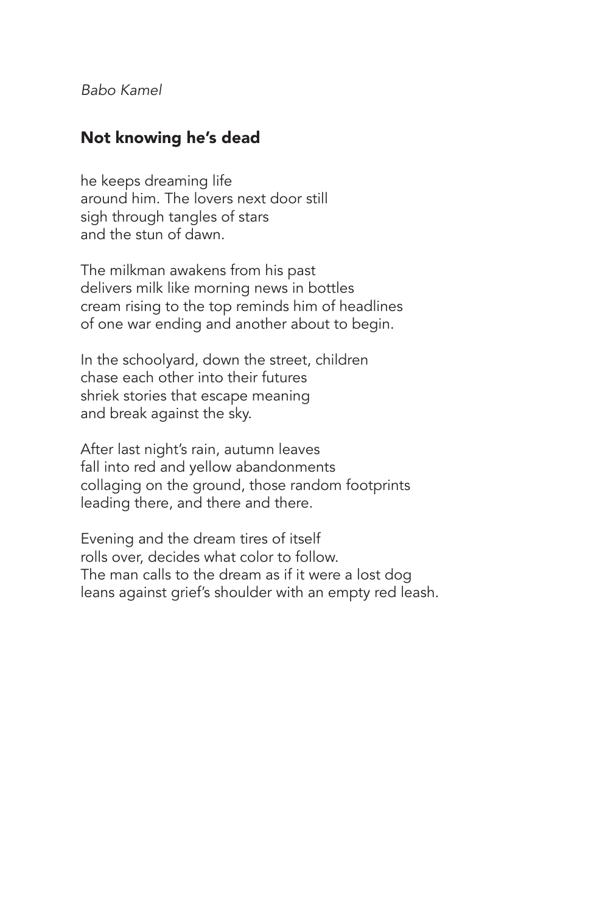*Babo Kamel*

## Not knowing he's dead

he keeps dreaming life  
around him. The lovers next door still  
sigh through tangles of stars  
and the stun of dawn.

The milkman awakens from his past  
delivers milk like morning news in bottles  
cream rising to the top reminds him of headlines  
of one war ending and another about to begin.

In the schoolyard, down the street, children  
chase each other into their futures  
shriek stories that escape meaning  
and break against the sky.

After last night's rain, autumn leaves  
fall into red and yellow abandonments  
collaging on the ground, those random footprints  
leading there, and there and there.

Evening and the dream tires of itself  
rolls over, decides what color to follow.  
The man calls to the dream as if it were a lost dog  
leans against grief's shoulder with an empty red leash.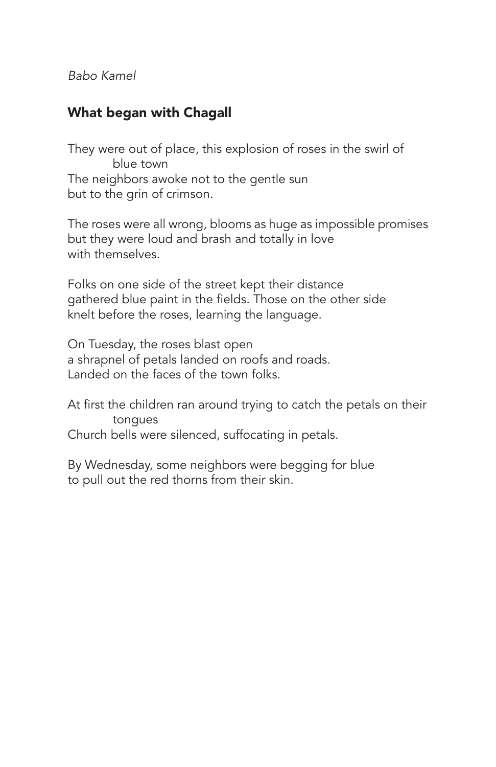*Babo Kamel*

## What began with Chagall

They were out of place, this explosion of roses in the swirl of
blue town
The neighbors awoke not to the gentle sun
but to the grin of crimson.

The roses were all wrong, blooms as huge as impossible promises
but they were loud and brash and totally in love
with themselves.

Folks on one side of the street kept their distance
gathered blue paint in the fields. Those on the other side
knelt before the roses, learning the language.

On Tuesday, the roses blast open
a shrapnel of petals landed on roofs and roads.
Landed on the faces of the town folks.

At first the children ran around trying to catch the petals on their
tongues
Church bells were silenced, suffocating in petals.

By Wednesday, some neighbors were begging for blue
to pull out the red thorns from their skin.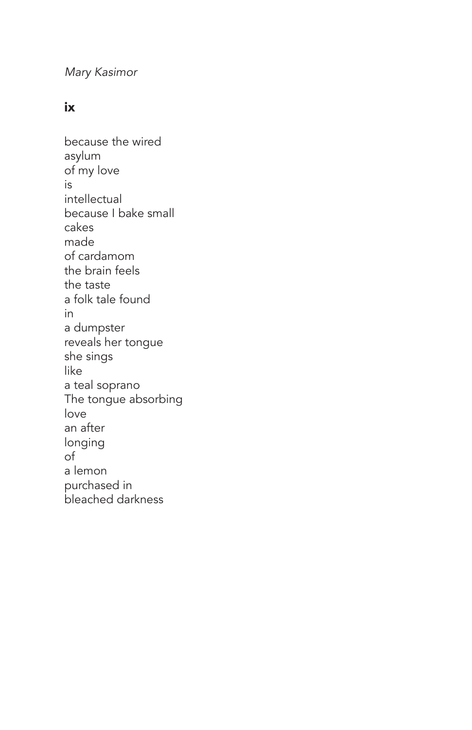*Mary Kasimor*

## ix

because the wired  
asylum  
of my love  
is  
intellectual  
because I bake small  
cakes  
made  
of cardamom  
the brain feels  
the taste  
a folk tale found  
in  
a dumpster  
reveals her tongue  
she sings  
like  
a teal soprano  
The tongue absorbing  
love  
an after  
longing  
of  
a lemon  
purchased in  
bleached darkness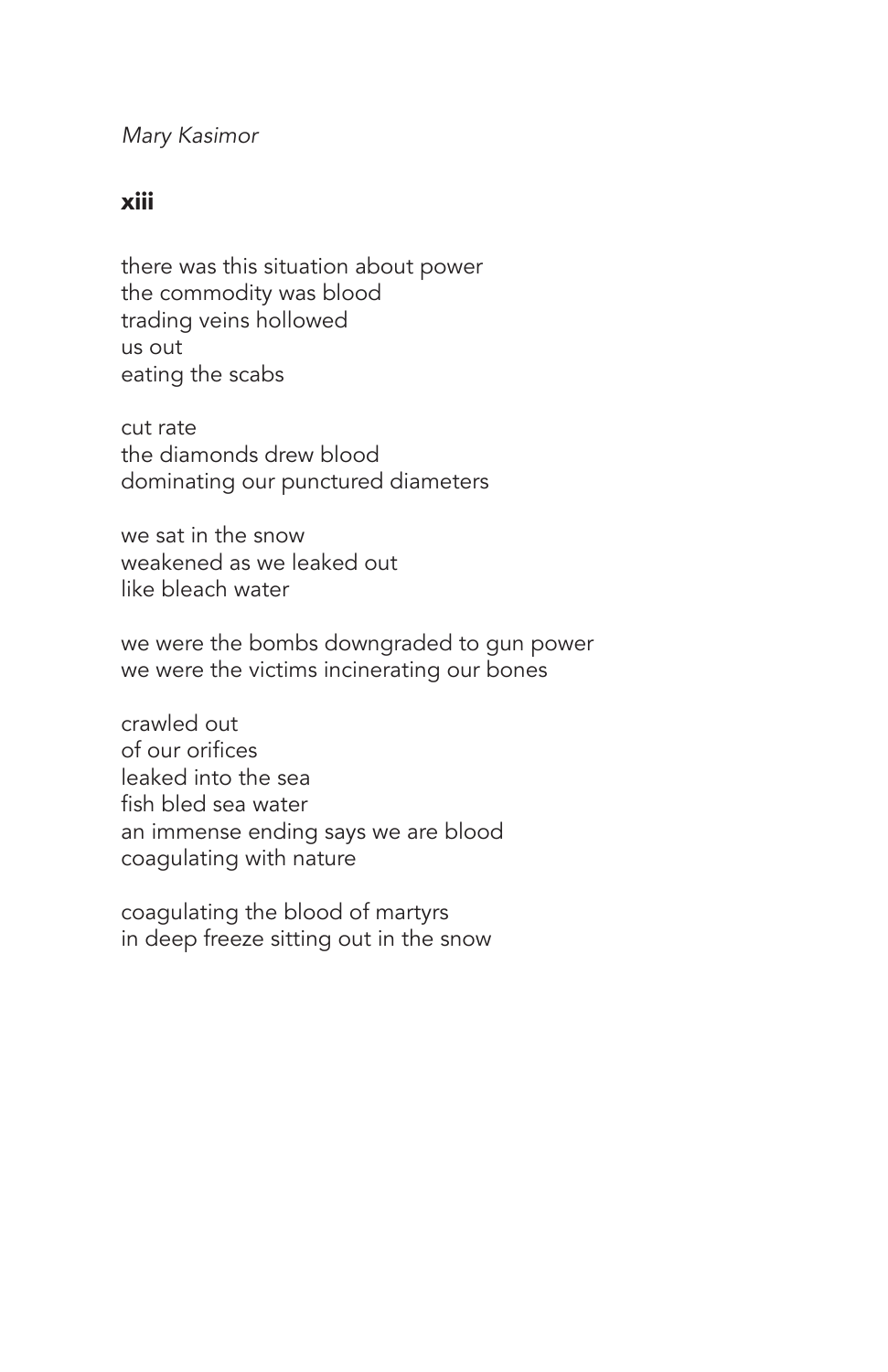*Mary Kasimor*

## xiii

there was this situation about power  
the commodity was blood  
trading veins hollowed  
us out  
eating the scabs

cut rate  
the diamonds drew blood  
dominating our punctured diameters

we sat in the snow  
weakened as we leaked out  
like bleach water

we were the bombs downgraded to gun power  
we were the victims incinerating our bones

crawled out  
of our orifices  
leaked into the sea  
fish bled sea water  
an immense ending says we are blood  
coagulating with nature

coagulating the blood of martyrs  
in deep freeze sitting out in the snow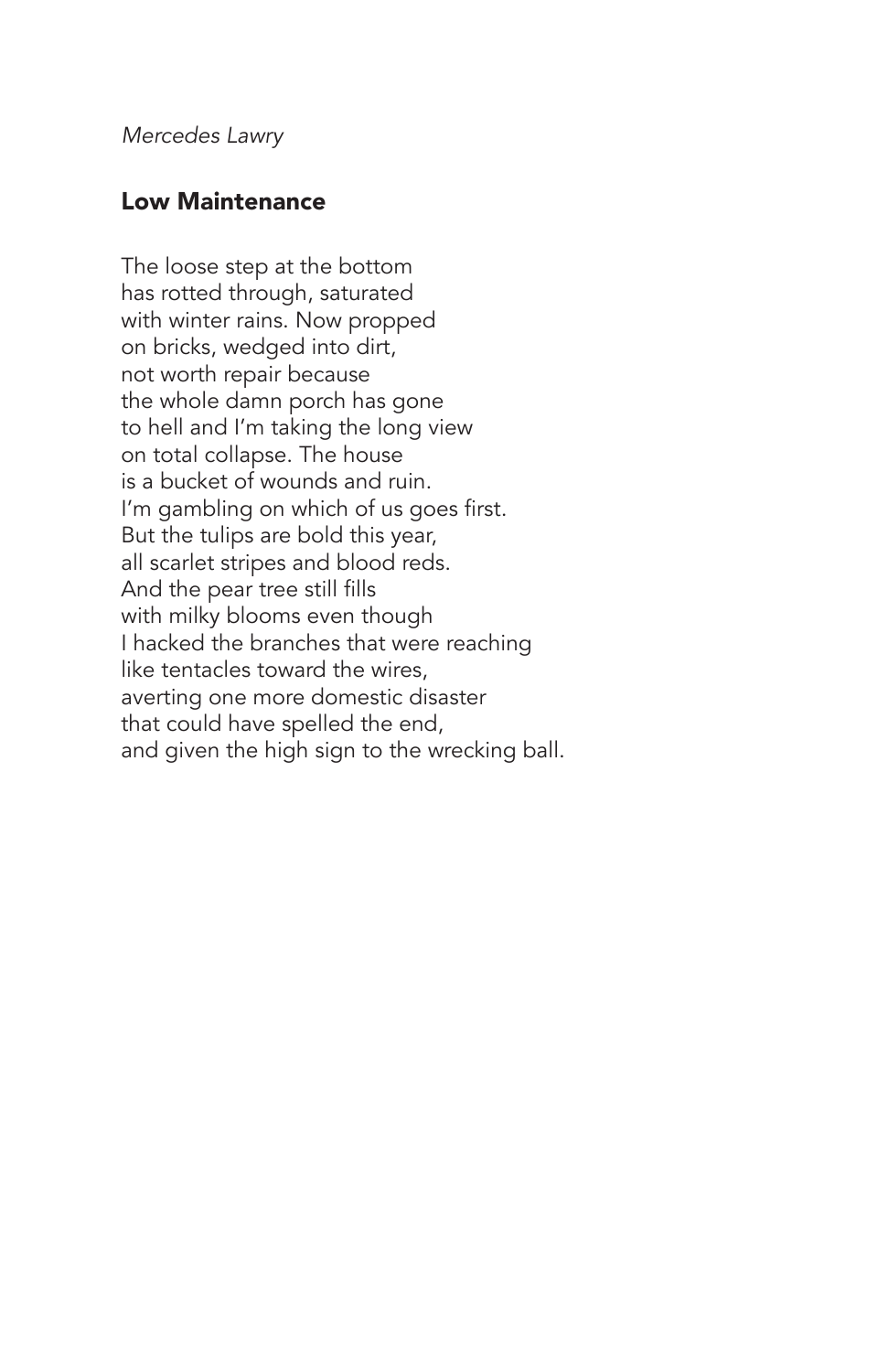*Mercedes Lawry*

## Low Maintenance

The loose step at the bottom  
has rotted through, saturated  
with winter rains. Now propped  
on bricks, wedged into dirt,  
not worth repair because  
the whole damn porch has gone  
to hell and I'm taking the long view  
on total collapse. The house  
is a bucket of wounds and ruin.  
I'm gambling on which of us goes first.  
But the tulips are bold this year,  
all scarlet stripes and blood reds.  
And the pear tree still fills  
with milky blooms even though  
I hacked the branches that were reaching  
like tentacles toward the wires,  
averting one more domestic disaster  
that could have spelled the end,  
and given the high sign to the wrecking ball.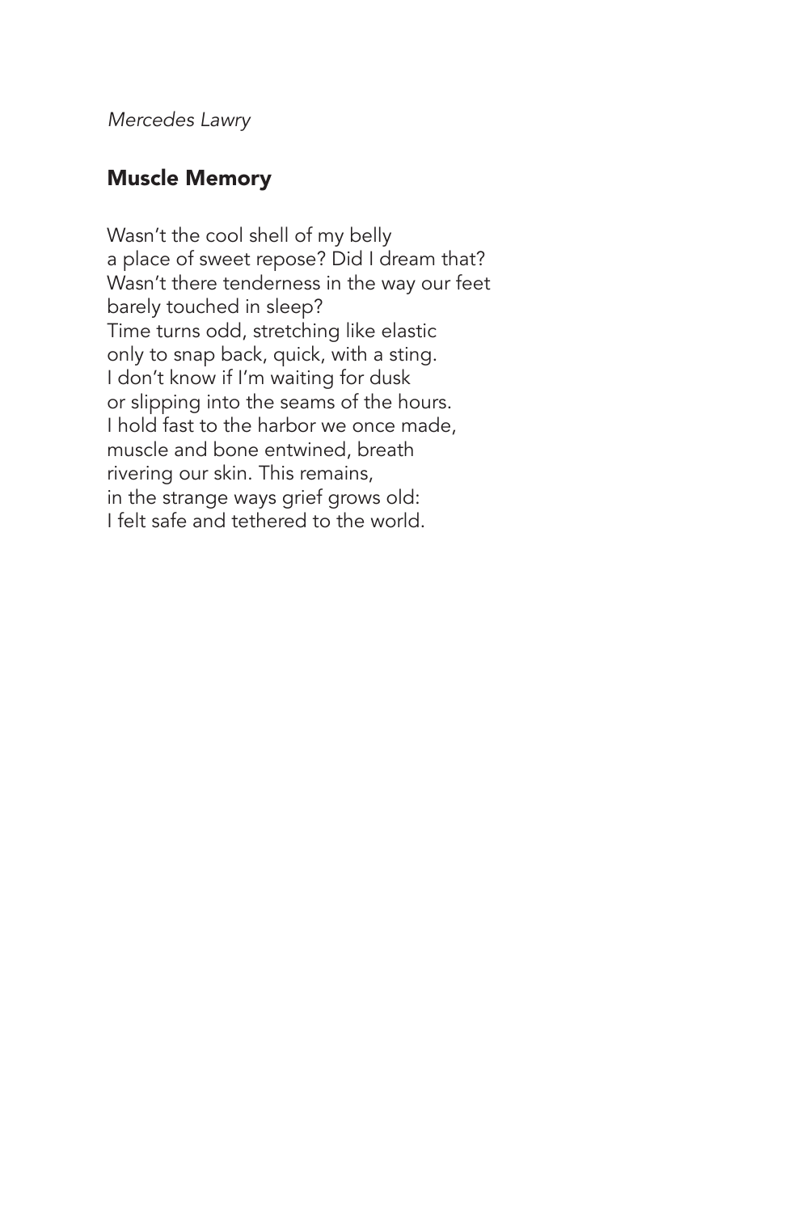*Mercedes Lawry*

## Muscle Memory

Wasn't the cool shell of my belly  
a place of sweet repose? Did I dream that?  
Wasn't there tenderness in the way our feet  
barely touched in sleep?  
Time turns odd, stretching like elastic  
only to snap back, quick, with a sting.  
I don't know if I'm waiting for dusk  
or slipping into the seams of the hours.  
I hold fast to the harbor we once made,  
muscle and bone entwined, breath  
rivering our skin. This remains,  
in the strange ways grief grows old:  
I felt safe and tethered to the world.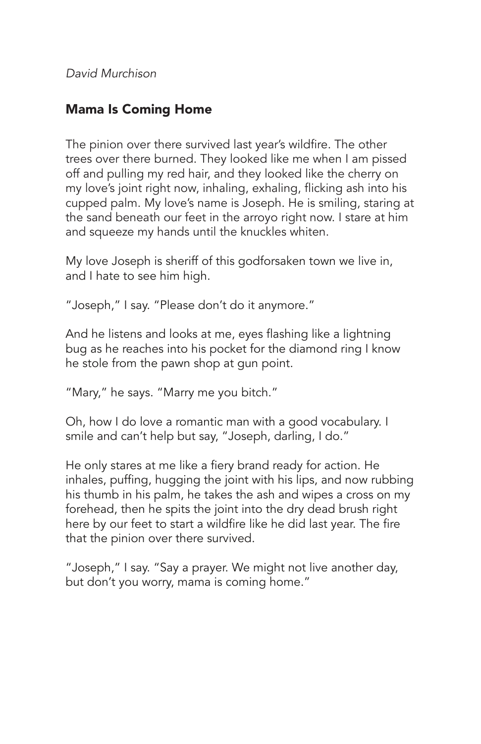*David Murchison*

## Mama Is Coming Home

The pinion over there survived last year's wildfire. The other trees over there burned. They looked like me when I am pissed off and pulling my red hair, and they looked like the cherry on my love's joint right now, inhaling, exhaling, flicking ash into his cupped palm. My love's name is Joseph. He is smiling, staring at the sand beneath our feet in the arroyo right now. I stare at him and squeeze my hands until the knuckles whiten.

My love Joseph is sheriff of this godforsaken town we live in, and I hate to see him high.

"Joseph," I say. "Please don't do it anymore."

And he listens and looks at me, eyes flashing like a lightning bug as he reaches into his pocket for the diamond ring I know he stole from the pawn shop at gun point.

"Mary," he says. "Marry me you bitch."

Oh, how I do love a romantic man with a good vocabulary. I smile and can't help but say, "Joseph, darling, I do."

He only stares at me like a fiery brand ready for action. He inhales, puffing, hugging the joint with his lips, and now rubbing his thumb in his palm, he takes the ash and wipes a cross on my forehead, then he spits the joint into the dry dead brush right here by our feet to start a wildfire like he did last year. The fire that the pinion over there survived.

"Joseph," I say. "Say a prayer. We might not live another day, but don't you worry, mama is coming home."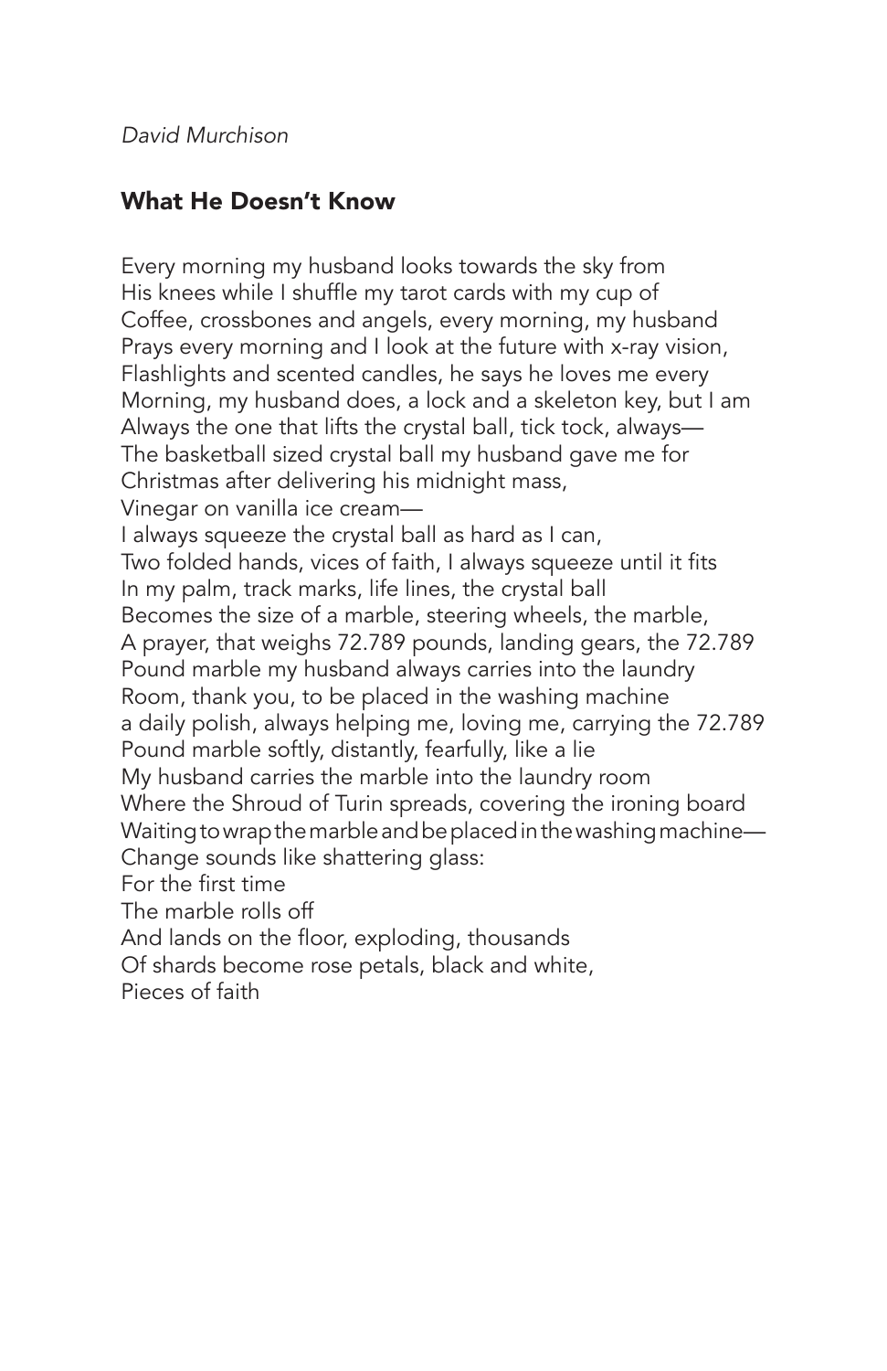*David Murchison*

## What He Doesn't Know

Every morning my husband looks towards the sky from
His knees while I shuffle my tarot cards with my cup of
Coffee, crossbones and angels, every morning, my husband
Prays every morning and I look at the future with x-ray vision,
Flashlights and scented candles, he says he loves me every
Morning, my husband does, a lock and a skeleton key, but I am
Always the one that lifts the crystal ball, tick tock, always—
The basketball sized crystal ball my husband gave me for
Christmas after delivering his midnight mass,
Vinegar on vanilla ice cream—
I always squeeze the crystal ball as hard as I can,
Two folded hands, vices of faith, I always squeeze until it fits
In my palm, track marks, life lines, the crystal ball
Becomes the size of a marble, steering wheels, the marble,
A prayer, that weighs 72.789 pounds, landing gears, the 72.789
Pound marble my husband always carries into the laundry
Room, thank you, to be placed in the washing machine
a daily polish, always helping me, loving me, carrying the 72.789
Pound marble softly, distantly, fearfully, like a lie
My husband carries the marble into the laundry room
Where the Shroud of Turin spreads, covering the ironing board
Waiting to wrap the marble and be placed in the washing machine—
Change sounds like shattering glass:
For the first time
The marble rolls off
And lands on the floor, exploding, thousands
Of shards become rose petals, black and white,
Pieces of faith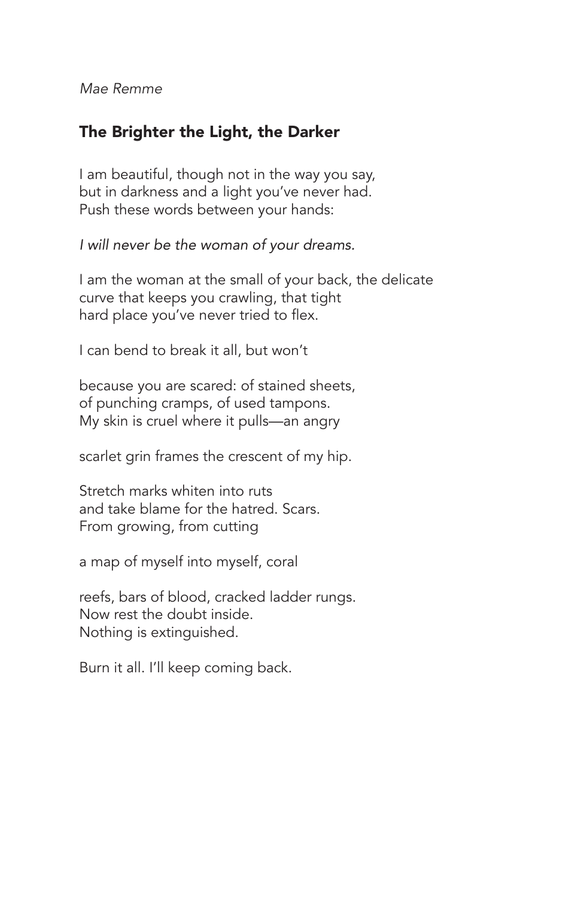*Mae Remme*

## The Brighter the Light, the Darker

I am beautiful, though not in the way you say,  
but in darkness and a light you've never had.  
Push these words between your hands:

*I will never be the woman of your dreams.*

I am the woman at the small of your back, the delicate  
curve that keeps you crawling, that tight  
hard place you've never tried to flex.

I can bend to break it all, but won't

because you are scared: of stained sheets,  
of punching cramps, of used tampons.  
My skin is cruel where it pulls—an angry

scarlet grin frames the crescent of my hip.

Stretch marks whiten into ruts  
and take blame for the hatred. Scars.  
From growing, from cutting

a map of myself into myself, coral

reefs, bars of blood, cracked ladder rungs.  
Now rest the doubt inside.  
Nothing is extinguished.

Burn it all. I'll keep coming back.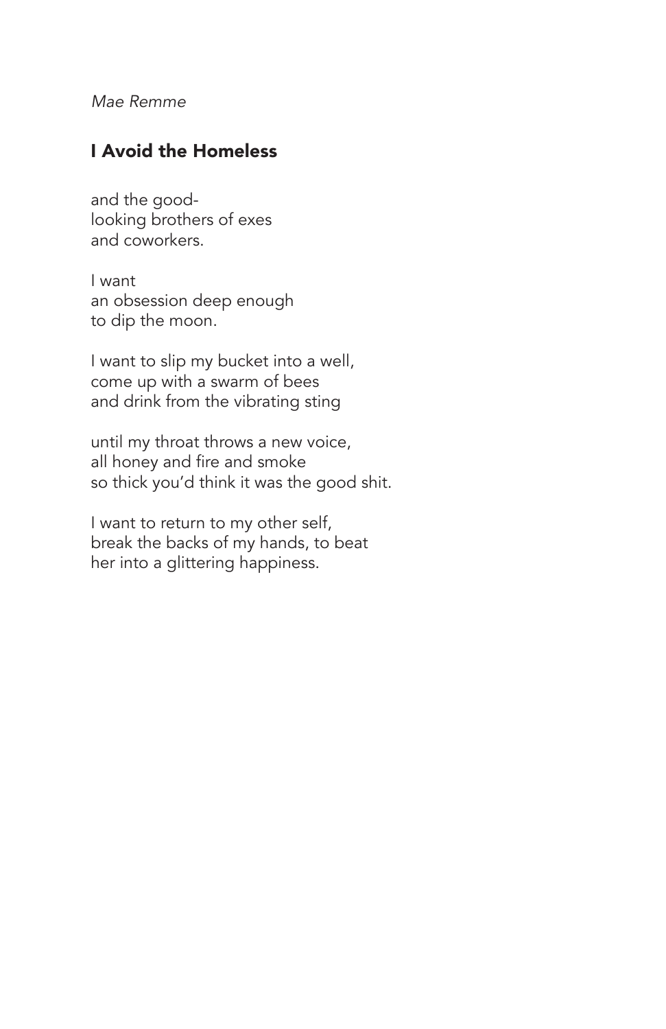*Mae Remme*

## I Avoid the Homeless

and the good-
looking brothers of exes
and coworkers.

I want
an obsession deep enough
to dip the moon.

I want to slip my bucket into a well,
come up with a swarm of bees
and drink from the vibrating sting

until my throat throws a new voice,
all honey and fire and smoke
so thick you'd think it was the good shit.

I want to return to my other self,
break the backs of my hands, to beat
her into a glittering happiness.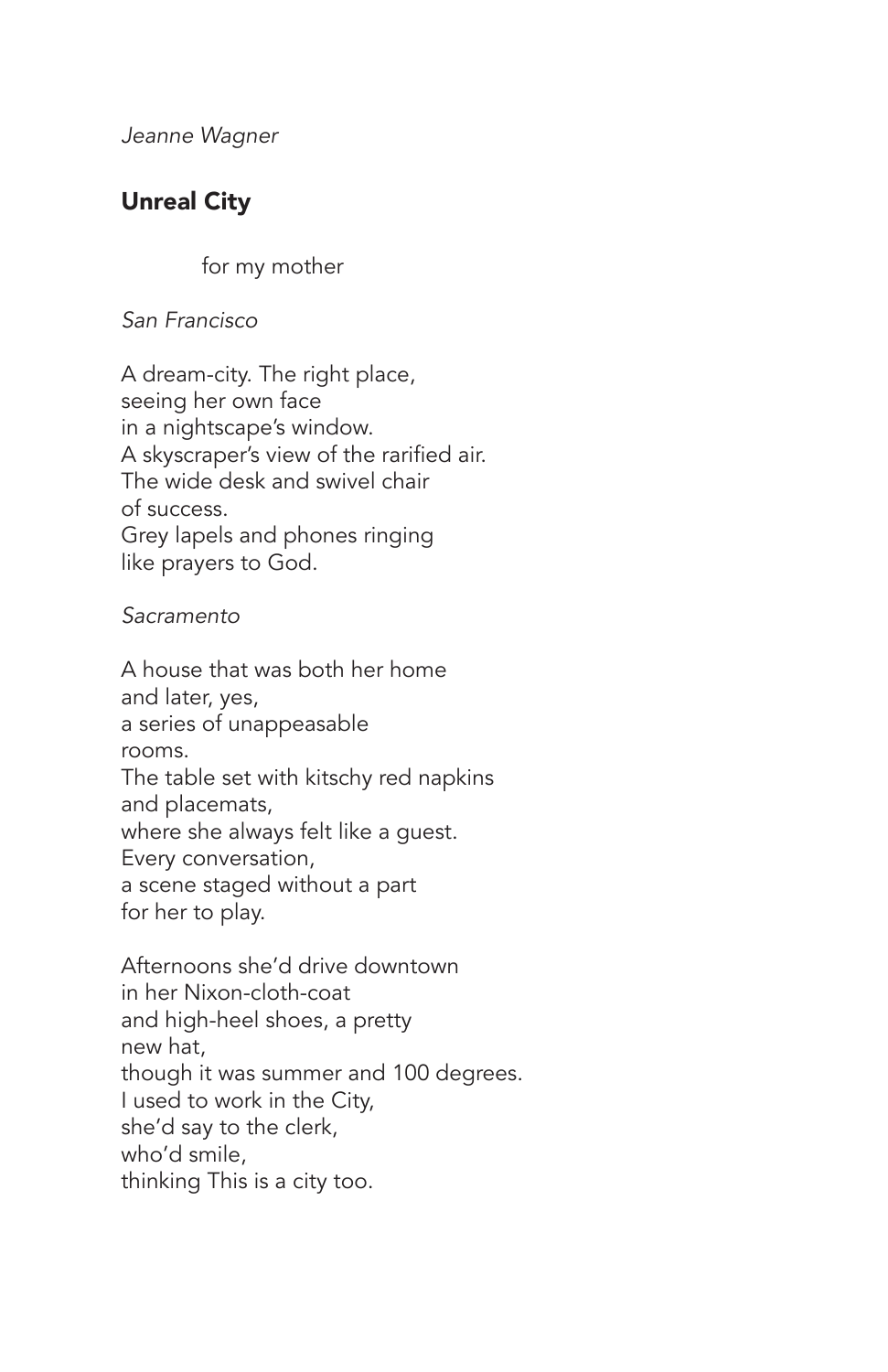*Jeanne Wagner*

## Unreal City

for my mother

*San Francisco*

A dream-city. The right place,  
seeing her own face  
in a nightscape's window.  
A skyscraper's view of the rarified air.  
The wide desk and swivel chair  
of success.  
Grey lapels and phones ringing  
like prayers to God.

*Sacramento*

A house that was both her home  
and later, yes,  
a series of unappeasable  
rooms.  
The table set with kitschy red napkins  
and placemats,  
where she always felt like a guest.  
Every conversation,  
a scene staged without a part  
for her to play.

Afternoons she'd drive downtown  
in her Nixon-cloth-coat  
and high-heel shoes, a pretty  
new hat,  
though it was summer and 100 degrees.  
I used to work in the City,  
she'd say to the clerk,  
who'd smile,  
thinking This is a city too.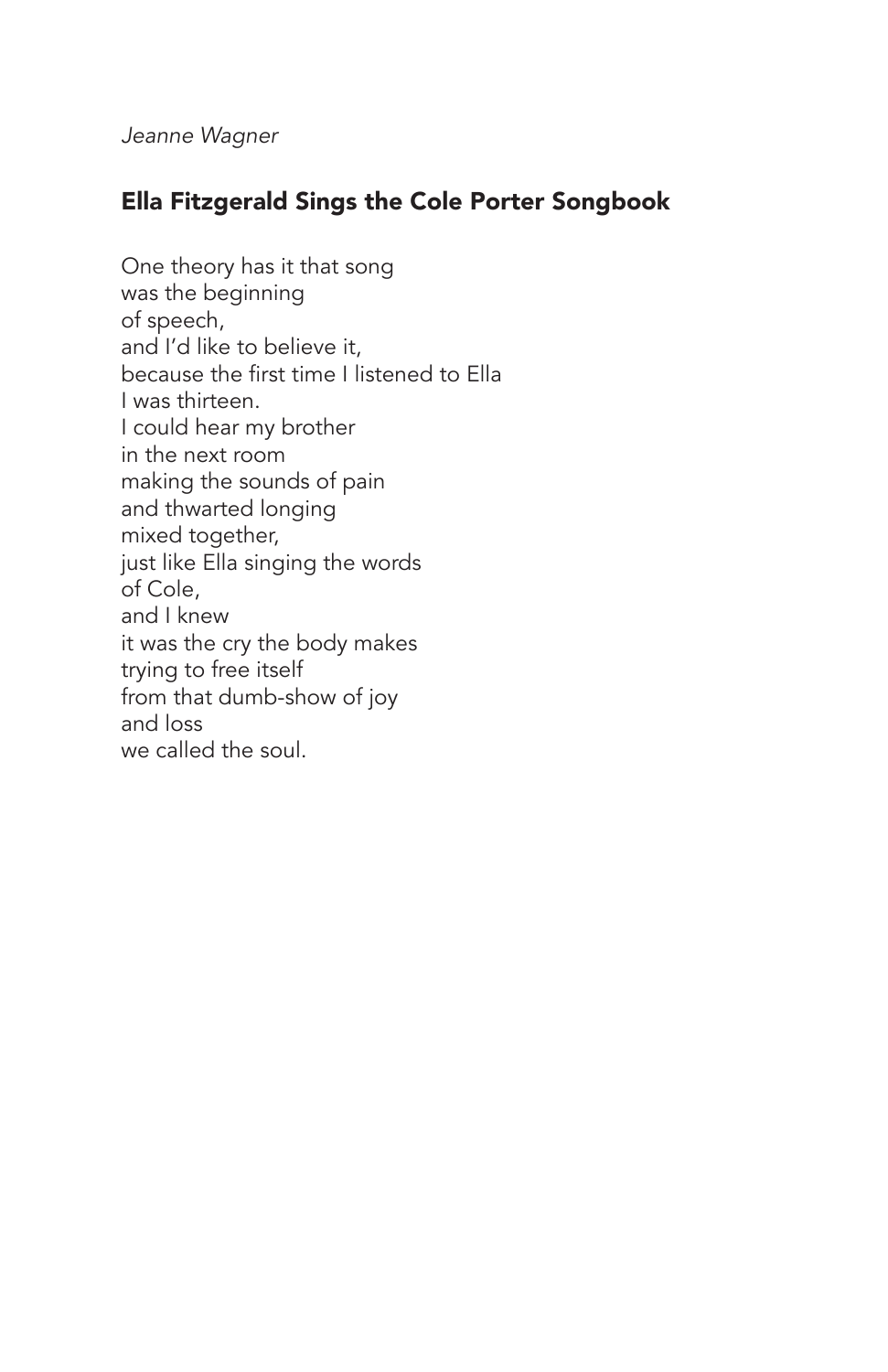*Jeanne Wagner*

## Ella Fitzgerald Sings the Cole Porter Songbook

One theory has it that song  
was the beginning  
of speech,  
and I'd like to believe it,  
because the first time I listened to Ella  
I was thirteen.  
I could hear my brother  
in the next room  
making the sounds of pain  
and thwarted longing  
mixed together,  
just like Ella singing the words  
of Cole,  
and I knew  
it was the cry the body makes  
trying to free itself  
from that dumb-show of joy  
and loss  
we called the soul.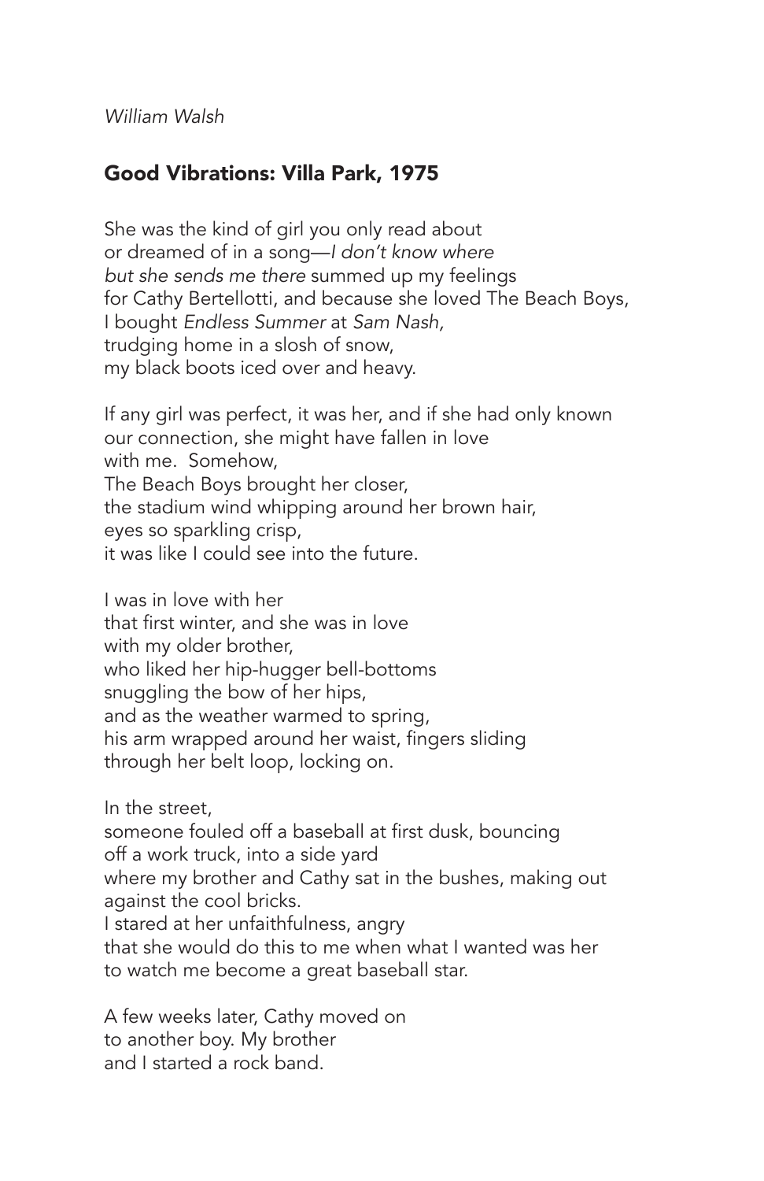*William Walsh*

## Good Vibrations: Villa Park, 1975

She was the kind of girl you only read about  
or dreamed of in a song—*I don't know where*  
*but she sends me there* summed up my feelings  
for Cathy Bertellotti, and because she loved The Beach Boys,  
I bought *Endless Summer* at *Sam Nash,*  
trudging home in a slosh of snow,  
my black boots iced over and heavy.

If any girl was perfect, it was her, and if she had only known  
our connection, she might have fallen in love  
with me.  Somehow,  
The Beach Boys brought her closer,  
the stadium wind whipping around her brown hair,  
eyes so sparkling crisp,  
it was like I could see into the future.

I was in love with her  
that first winter, and she was in love  
with my older brother,  
who liked her hip-hugger bell-bottoms  
snuggling the bow of her hips,  
and as the weather warmed to spring,  
his arm wrapped around her waist, fingers sliding  
through her belt loop, locking on.

In the street,  
someone fouled off a baseball at first dusk, bouncing  
off a work truck, into a side yard  
where my brother and Cathy sat in the bushes, making out  
against the cool bricks.  
I stared at her unfaithfulness, angry  
that she would do this to me when what I wanted was her  
to watch me become a great baseball star.

A few weeks later, Cathy moved on  
to another boy. My brother  
and I started a rock band.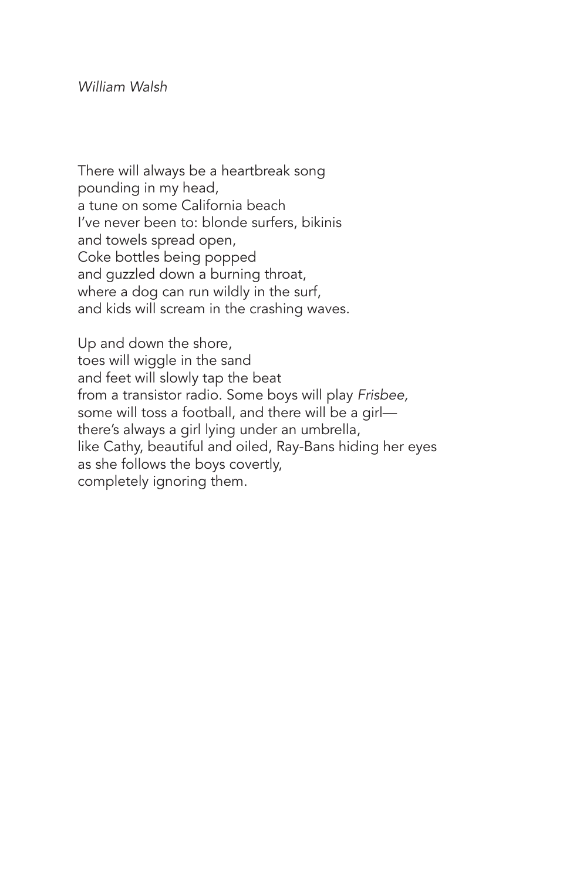*William Walsh*

There will always be a heartbreak song
pounding in my head,
a tune on some California beach
I've never been to: blonde surfers, bikinis
and towels spread open,
Coke bottles being popped
and guzzled down a burning throat,
where a dog can run wildly in the surf,
and kids will scream in the crashing waves.

Up and down the shore,
toes will wiggle in the sand
and feet will slowly tap the beat
from a transistor radio. Some boys will play *Frisbee,*
some will toss a football, and there will be a girl—
there's always a girl lying under an umbrella,
like Cathy, beautiful and oiled, Ray-Bans hiding her eyes
as she follows the boys covertly,
completely ignoring them.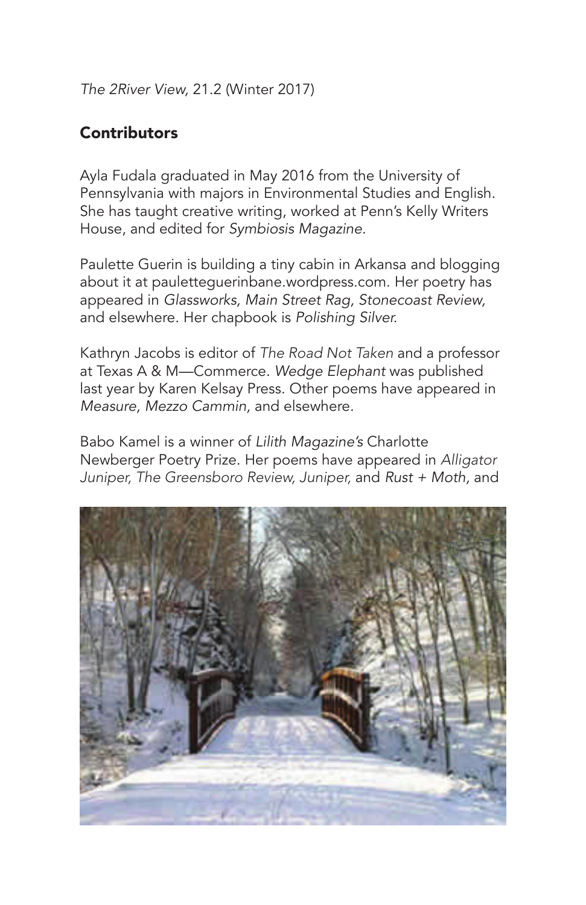## Contributors

Ayla Fudala graduated in May 2016 from the University of Pennsylvania with majors in Environmental Studies and English. She has taught creative writing, worked at Penn's Kelly Writers House, and edited for *Symbiosis Magazine.*

Paulette Guerin is building a tiny cabin in Arkansa and blogging about it at pauletteguerinbane.wordpress.com. Her poetry has appeared in *Glassworks, Main Street Rag, Stonecoast Review*, and elsewhere. Her chapbook is *Polishing Silver.*

Kathryn Jacobs is editor of *The Road Not Taken* and a professor at Texas A & M—Commerce. *Wedge Elephant* was published last year by Karen Kelsay Press. Other poems have appeared in *Measure, Mezzo Cammin*, and elsewhere.

Babo Kamel is a winner of *Lilith Magazine's* Charlotte Newberger Poetry Prize. Her poems have appeared in *Alligator Juniper, The Greensboro Review, Juniper,* and *Rust + Moth*, and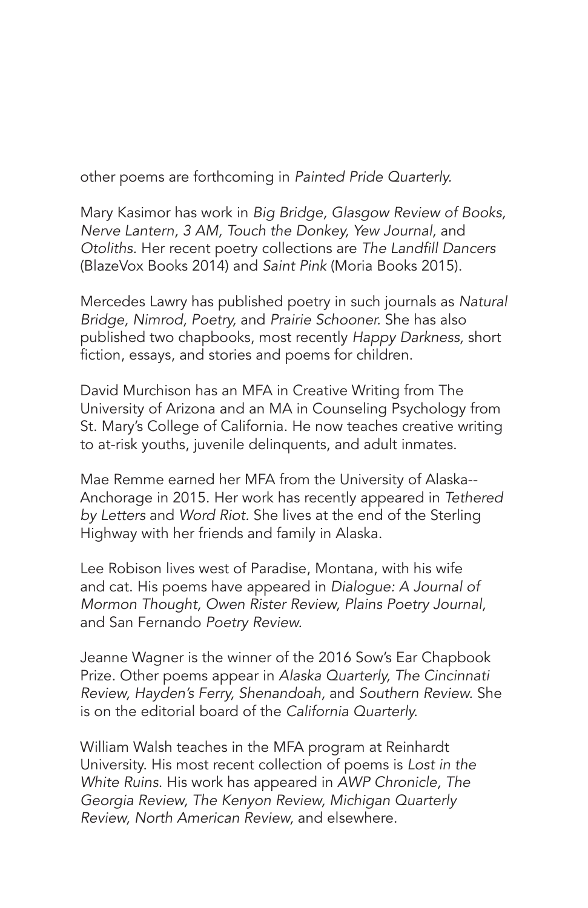other poems are forthcoming in *Painted Pride Quarterly*.

Mary Kasimor has work in *Big Bridge, Glasgow Review of Books, Nerve Lantern, 3 AM, Touch the Donkey, Yew Journal,* and *Otoliths.* Her recent poetry collections are *The Landfill Dancers* (BlazeVox Books 2014) and *Saint Pink* (Moria Books 2015).

Mercedes Lawry has published poetry in such journals as *Natural Bridge, Nimrod, Poetry,* and *Prairie Schooner.* She has also published two chapbooks, most recently *Happy Darkness,* short fiction, essays, and stories and poems for children.

David Murchison has an MFA in Creative Writing from The University of Arizona and an MA in Counseling Psychology from St. Mary's College of California. He now teaches creative writing to at-risk youths, juvenile delinquents, and adult inmates.

Mae Remme earned her MFA from the University of Alaska--Anchorage in 2015. Her work has recently appeared in *Tethered by Letters* and *Word Riot.* She lives at the end of the Sterling Highway with her friends and family in Alaska.

Lee Robison lives west of Paradise, Montana, with his wife and cat. His poems have appeared in *Dialogue: A Journal of Mormon Thought, Owen Rister Review, Plains Poetry Journal,* and San Fernando *Poetry Review.*

Jeanne Wagner is the winner of the 2016 Sow's Ear Chapbook Prize. Other poems appear in *Alaska Quarterly, The Cincinnati Review, Hayden's Ferry, Shenandoah,* and *Southern Review.* She is on the editorial board of the *California Quarterly.*

William Walsh teaches in the MFA program at Reinhardt University. His most recent collection of poems is *Lost in the White Ruins.* His work has appeared in *AWP Chronicle, The Georgia Review, The Kenyon Review, Michigan Quarterly Review, North American Review,* and elsewhere.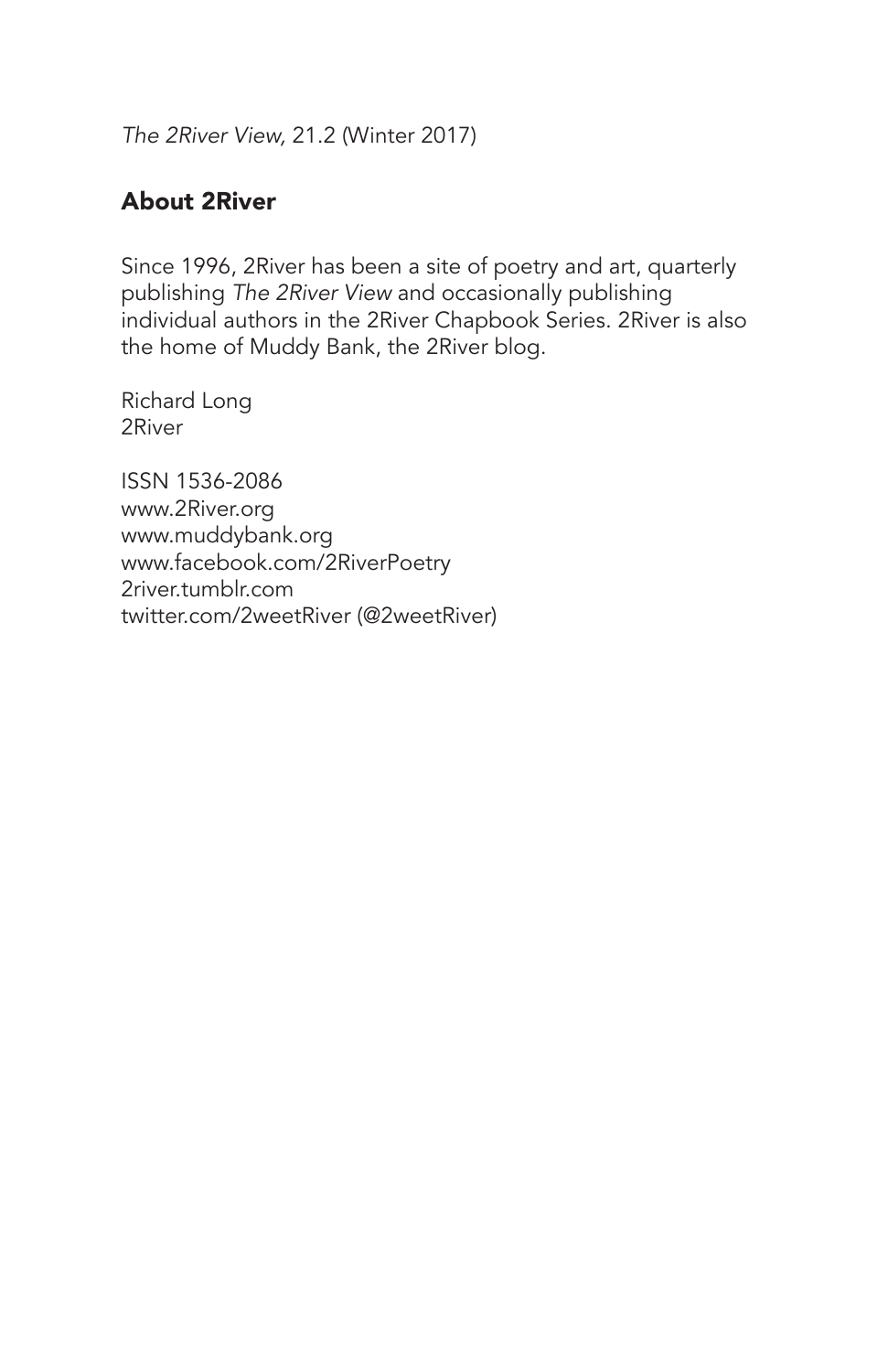*The 2River View,* 21.2 (Winter 2017)

## About 2River

Since 1996, 2River has been a site of poetry and art, quarterly publishing *The 2River View* and occasionally publishing individual authors in the 2River Chapbook Series. 2River is also the home of Muddy Bank, the 2River blog.

Richard Long
2River

ISSN 1536-2086
www.2River.org
www.muddybank.org
www.facebook.com/2RiverPoetry
2river.tumblr.com
twitter.com/2weetRiver (@2weetRiver)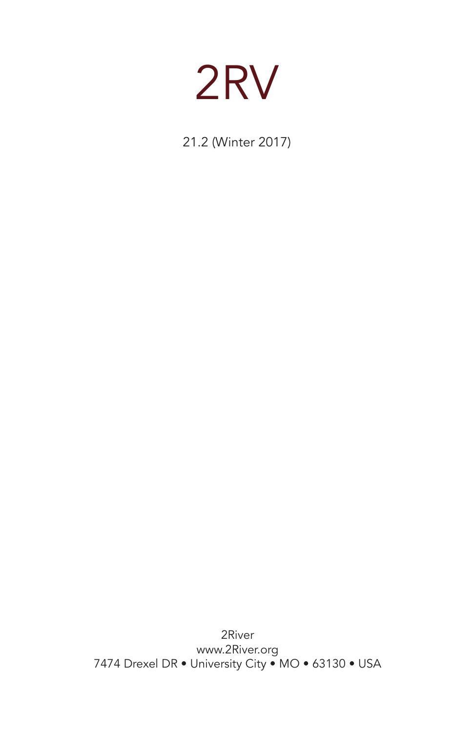# 2RV

21.2 (Winter 2017)

2River
www.2River.org
7474 Drexel DR • University City • MO • 63130 • USA